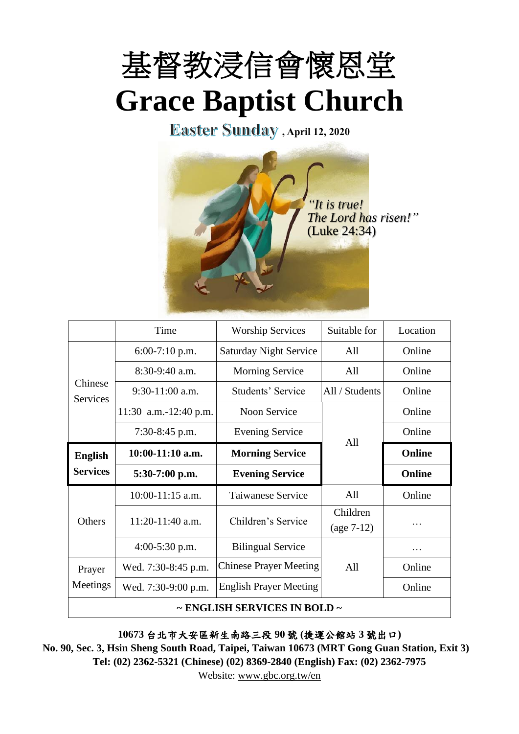# 基督教浸信會懷恩堂

# Grace Baptist Church

**Easter Sunday, April 12, 2020**

*"It is true! The Lord has risen!"* (Luke 24:34)

| | Time | Worship Services | Suitable for | Location |
|---|---|---|---|---|
| Chinese Services | 6:00-7:10 p.m. | Saturday Night Service | All | Online |
| | 8:30-9:40 a.m. | Morning Service | All | Online |
| | 9:30-11:00 a.m. | Students' Service | All / Students | Online |
| | 11:30 a.m.-12:40 p.m. | Noon Service | All | Online |
| | 7:30-8:45 p.m. | Evening Service | All | Online |
| **English Services** | **10:00-11:10 a.m.** | **Morning Service** | All | **Online** |
| | **5:30-7:00 p.m.** | **Evening Service** | All | **Online** |
| Others | 10:00-11:15 a.m. | Taiwanese Service | All | Online |
| | 11:20-11:40 a.m. | Children's Service | Children (age 7-12) | … |
| | 4:00-5:30 p.m. | Bilingual Service | All | … |
| Prayer Meetings | Wed. 7:30-8:45 p.m. | Chinese Prayer Meeting | All | Online |
| | Wed. 7:30-9:00 p.m. | English Prayer Meeting | All | Online |
| **~ ENGLISH SERVICES IN BOLD ~** | | | | |

**10673 台北市大安區新生南路三段 90 號 (捷運公館站 3 號出口)**

**No. 90, Sec. 3, Hsin Sheng South Road, Taipei, Taiwan 10673 (MRT Gong Guan Station, Exit 3)**

**Tel: (02) 2362-5321 (Chinese) (02) 8369-2840 (English) Fax: (02) 2362-7975**

Website: www.gbc.org.tw/en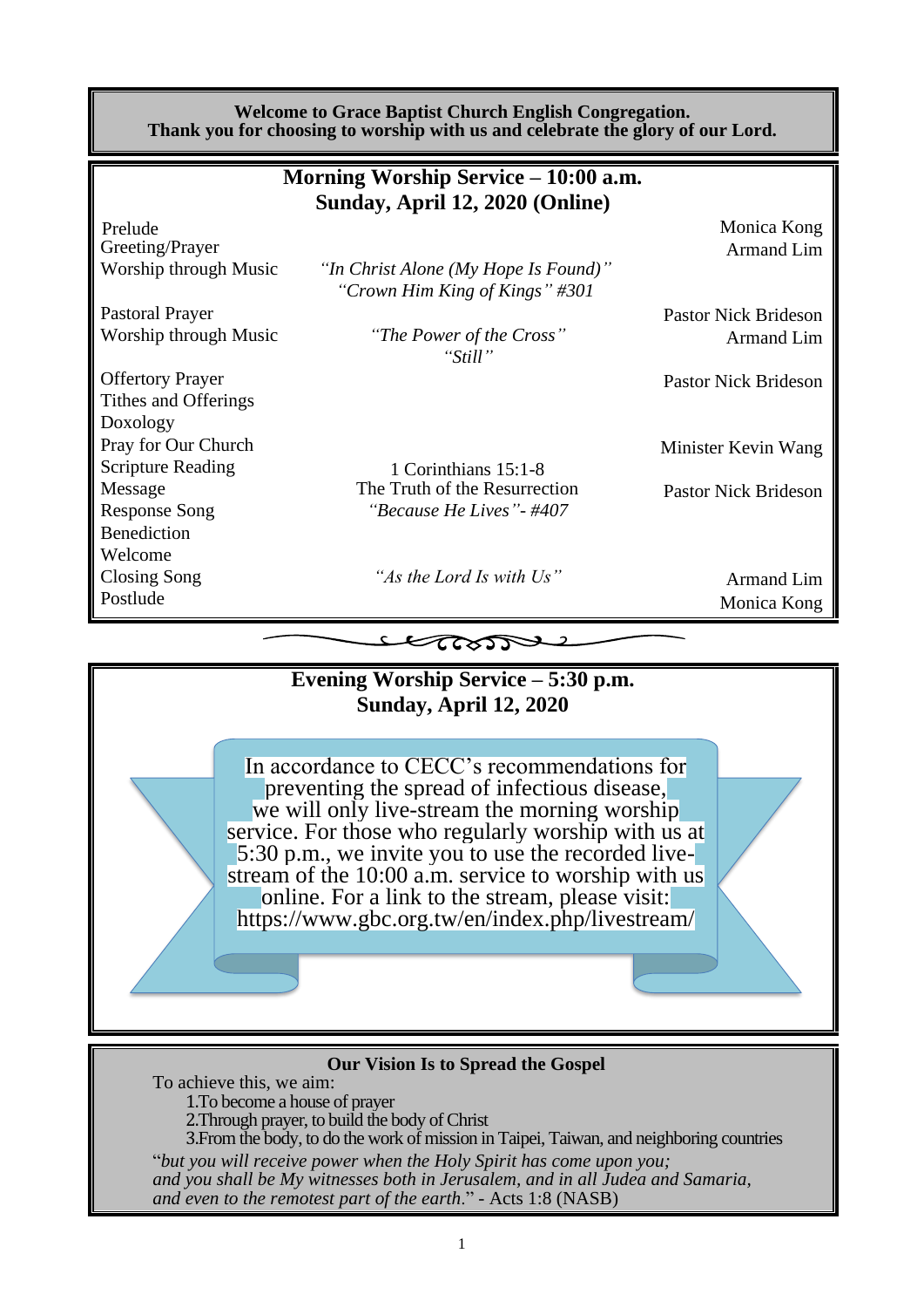**Welcome to Grace Baptist Church English Congregation.**
**Thank you for choosing to worship with us and celebrate the glory of our Lord.**

## Morning Worship Service – 10:00 a.m.
## Sunday, April 12, 2020 (Online)

| | | |
|---|---|---|
| Prelude | | Monica Kong |
| Greeting/Prayer | | Armand Lim |
| Worship through Music | *"In Christ Alone (My Hope Is Found)"* *"Crown Him King of Kings" #301* | |
| Pastoral Prayer | | Pastor Nick Brideson |
| Worship through Music | *"The Power of the Cross"* *"Still"* | Armand Lim |
| Offertory Prayer | | Pastor Nick Brideson |
| Tithes and Offerings | | |
| Doxology | | |
| Pray for Our Church | | Minister Kevin Wang |
| Scripture Reading | 1 Corinthians 15:1-8 | |
| Message | The Truth of the Resurrection | Pastor Nick Brideson |
| Response Song | *"Because He Lives"- #407* | |
| Benediction | | |
| Welcome | | |
| Closing Song | *"As the Lord Is with Us"* | Armand Lim |
| Postlude | | Monica Kong |

## Evening Worship Service – 5:30 p.m.
## Sunday, April 12, 2020

In accordance to CECC's recommendations for preventing the spread of infectious disease, we will only live-stream the morning worship service. For those who regularly worship with us at 5:30 p.m., we invite you to use the recorded live-stream of the 10:00 a.m. service to worship with us online. For a link to the stream, please visit: https://www.gbc.org.tw/en/index.php/livestream/

### Our Vision Is to Spread the Gospel

To achieve this, we aim:

1. To become a house of prayer
2. Through prayer, to build the body of Christ
3. From the body, to do the work of mission in Taipei, Taiwan, and neighboring countries

"*but you will receive power when the Holy Spirit has come upon you; and you shall be My witnesses both in Jerusalem, and in all Judea and Samaria, and even to the remotest part of the earth*." - Acts 1:8 (NASB)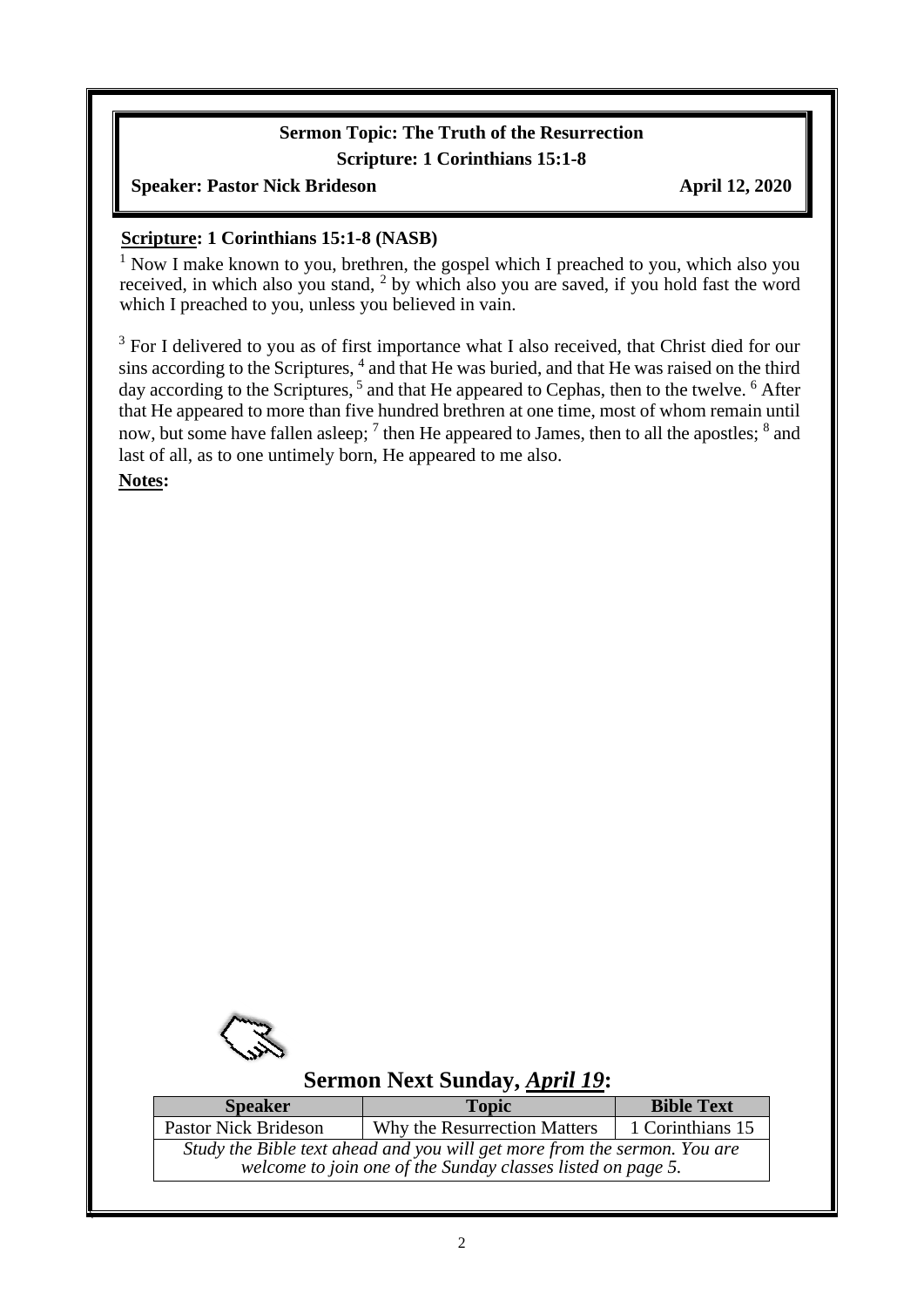**Sermon Topic: The Truth of the Resurrection**

**Scripture: 1 Corinthians 15:1-8**

**Speaker: Pastor Nick Brideson** **April 12, 2020**

**Scripture: 1 Corinthians 15:1-8 (NASB)**

[1] Now I make known to you, brethren, the gospel which I preached to you, which also you received, in which also you stand, [2] by which also you are saved, if you hold fast the word which I preached to you, unless you believed in vain.

[3] For I delivered to you as of first importance what I also received, that Christ died for our sins according to the Scriptures, [4] and that He was buried, and that He was raised on the third day according to the Scriptures, [5] and that He appeared to Cephas, then to the twelve. [6] After that He appeared to more than five hundred brethren at one time, most of whom remain until now, but some have fallen asleep; [7] then He appeared to James, then to all the apostles; [8] and last of all, as to one untimely born, He appeared to me also.

**Notes:**

## Sermon Next Sunday, *April 19*:

| Speaker | Topic | Bible Text |
|---|---|---|
| Pastor Nick Brideson | Why the Resurrection Matters | 1 Corinthians 15 |
| *Study the Bible text ahead and you will get more from the sermon. You are welcome to join one of the Sunday classes listed on page 5.* | | |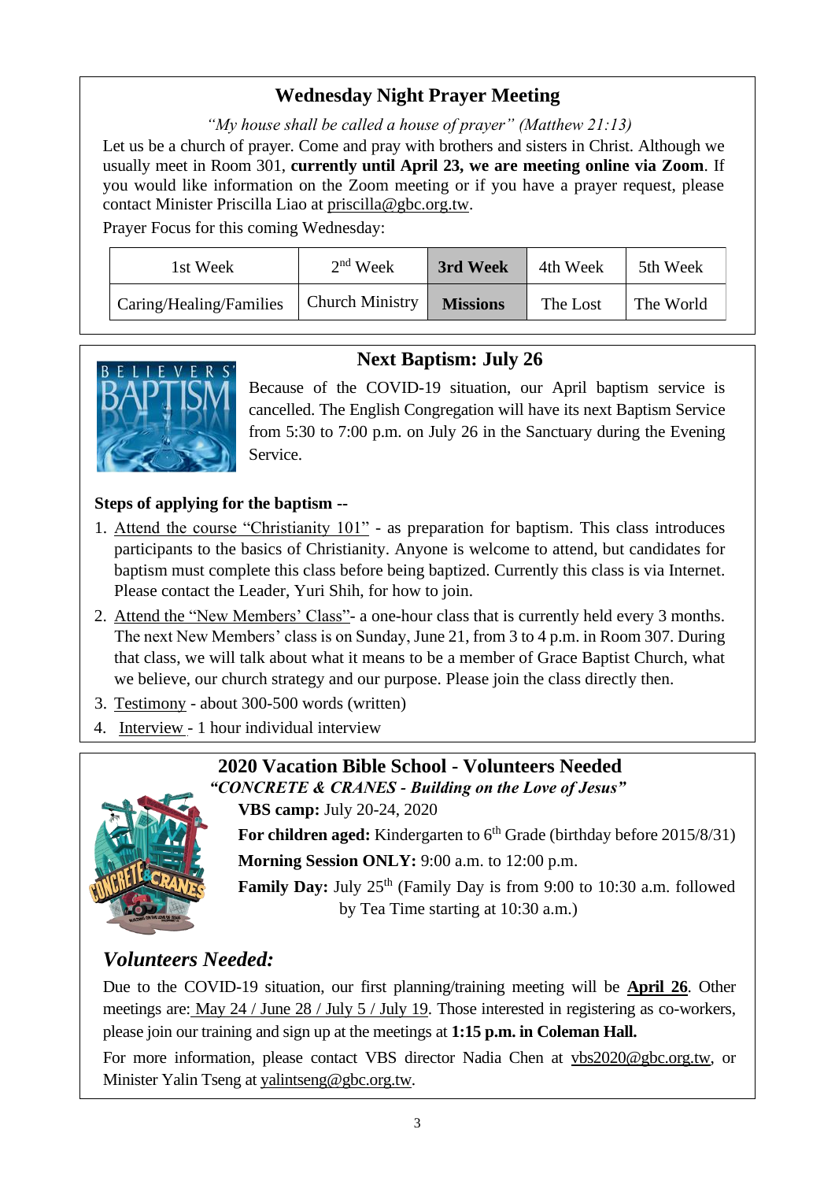## Wednesday Night Prayer Meeting

*"My house shall be called a house of prayer" (Matthew 21:13)*

Let us be a church of prayer. Come and pray with brothers and sisters in Christ. Although we usually meet in Room 301, **currently until April 23, we are meeting online via Zoom**. If you would like information on the Zoom meeting or if you have a prayer request, please contact Minister Priscilla Liao at priscilla@gbc.org.tw.

Prayer Focus for this coming Wednesday:

| 1st Week | 2nd Week | **3rd Week** | 4th Week | 5th Week |
|---|---|---|---|---|
| Caring/Healing/Families | Church Ministry | **Missions** | The Lost | The World |

## Next Baptism: July 26

Because of the COVID-19 situation, our April baptism service is cancelled. The English Congregation will have its next Baptism Service from 5:30 to 7:00 p.m. on July 26 in the Sanctuary during the Evening Service.

**Steps of applying for the baptism --**

1. Attend the course "Christianity 101" - as preparation for baptism. This class introduces participants to the basics of Christianity. Anyone is welcome to attend, but candidates for baptism must complete this class before being baptized. Currently this class is via Internet. Please contact the Leader, Yuri Shih, for how to join.
2. Attend the "New Members' Class"- a one-hour class that is currently held every 3 months. The next New Members' class is on Sunday, June 21, from 3 to 4 p.m. in Room 307. During that class, we will talk about what it means to be a member of Grace Baptist Church, what we believe, our church strategy and our purpose. Please join the class directly then.
3. Testimony - about 300-500 words (written)
4. Interview - 1 hour individual interview

## 2020 Vacation Bible School - Volunteers Needed

***"CONCRETE & CRANES - Building on the Love of Jesus"***

**VBS camp:** July 20-24, 2020

**For children aged:** Kindergarten to 6th Grade (birthday before 2015/8/31)

**Morning Session ONLY:** 9:00 a.m. to 12:00 p.m.

**Family Day:** July 25th (Family Day is from 9:00 to 10:30 a.m. followed by Tea Time starting at 10:30 a.m.)

### *Volunteers Needed:*

Due to the COVID-19 situation, our first planning/training meeting will be **April 26**. Other meetings are: May 24 / June 28 / July 5 / July 19. Those interested in registering as co-workers, please join our training and sign up at the meetings at **1:15 p.m. in Coleman Hall.**

For more information, please contact VBS director Nadia Chen at vbs2020@gbc.org.tw, or Minister Yalin Tseng at yalintseng@gbc.org.tw.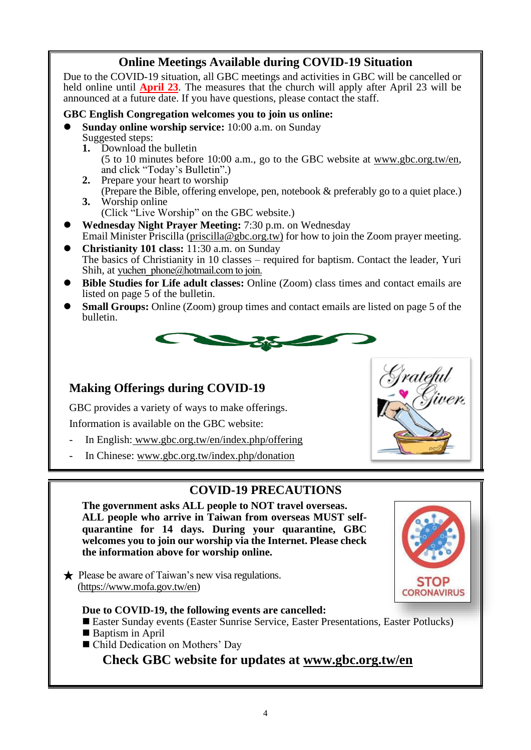## Online Meetings Available during COVID-19 Situation

Due to the COVID-19 situation, all GBC meetings and activities in GBC will be cancelled or held online until **April 23**. The measures that the church will apply after April 23 will be announced at a future date. If you have questions, please contact the staff.

**GBC English Congregation welcomes you to join us online:**

- **Sunday online worship service:** 10:00 a.m. on Sunday
  Suggested steps:
  1. Download the bulletin
     (5 to 10 minutes before 10:00 a.m., go to the GBC website at www.gbc.org.tw/en, and click "Today's Bulletin".)
  2. Prepare your heart to worship
     (Prepare the Bible, offering envelope, pen, notebook & preferably go to a quiet place.)
  3. Worship online
     (Click "Live Worship" on the GBC website.)
- **Wednesday Night Prayer Meeting:** 7:30 p.m. on Wednesday
  Email Minister Priscilla (priscilla@gbc.org.tw) for how to join the Zoom prayer meeting.
- **Christianity 101 class:** 11:30 a.m. on Sunday
  The basics of Christianity in 10 classes – required for baptism. Contact the leader, Yuri Shih, at yuchen_phone@hotmail.com to join.
- **Bible Studies for Life adult classes:** Online (Zoom) class times and contact emails are listed on page 5 of the bulletin.
- **Small Groups:** Online (Zoom) group times and contact emails are listed on page 5 of the bulletin.

## Making Offerings during COVID-19

GBC provides a variety of ways to make offerings.

Information is available on the GBC website:

- In English: www.gbc.org.tw/en/index.php/offering
- In Chinese: www.gbc.org.tw/index.php/donation

## COVID-19 PRECAUTIONS

**The government asks ALL people to NOT travel overseas. ALL people who arrive in Taiwan from overseas MUST self-quarantine for 14 days. During your quarantine, GBC welcomes you to join our worship via the Internet. Please check the information above for worship online.**

★ Please be aware of Taiwan's new visa regulations. (https://www.mofa.gov.tw/en)

**Due to COVID-19, the following events are cancelled:**

- Easter Sunday events (Easter Sunrise Service, Easter Presentations, Easter Potlucks)
- Baptism in April
- Child Dedication on Mothers' Day

**Check GBC website for updates at www.gbc.org.tw/en**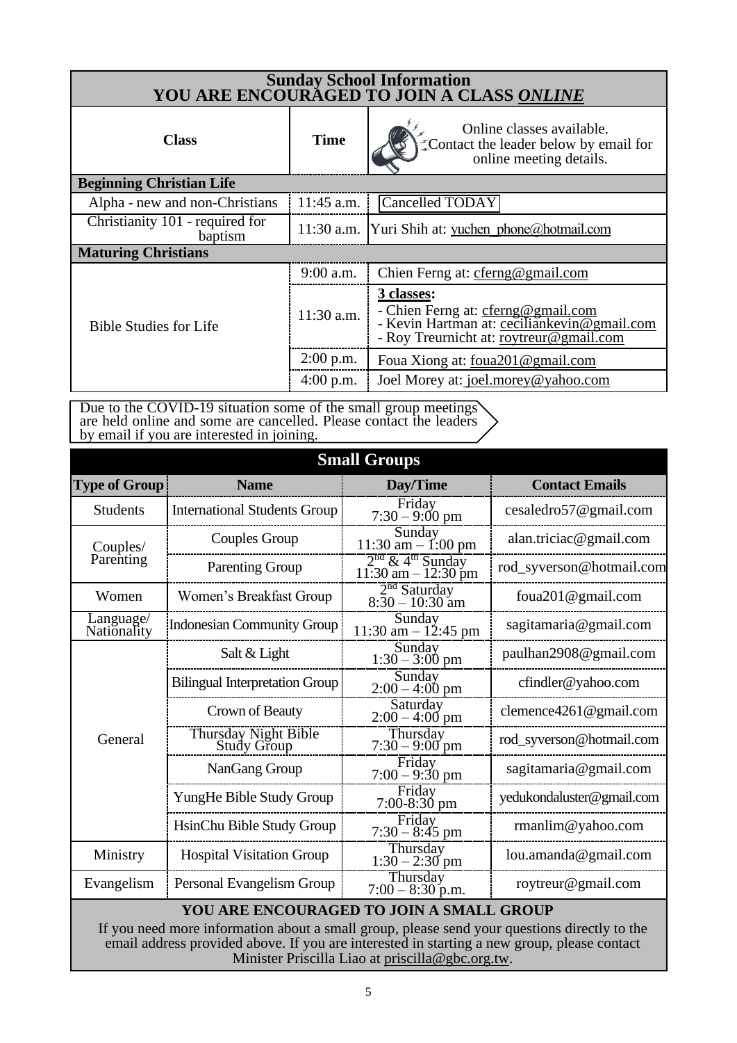## Sunday School Information

## YOU ARE ENCOURAGED TO JOIN A CLASS *ONLINE*

| Class | Time | Online classes available. Contact the leader below by email for online meeting details. |
|---|---|---|
| **Beginning Christian Life** | | |
| Alpha - new and non-Christians | 11:45 a.m. | Cancelled TODAY |
| Christianity 101 - required for baptism | 11:30 a.m. | Yuri Shih at: yuchen_phone@hotmail.com |
| **Maturing Christians** | | |
| Bible Studies for Life | 9:00 a.m. | Chien Ferng at: cferng@gmail.com |
| | 11:30 a.m. | **3 classes:** - Chien Ferng at: cferng@gmail.com - Kevin Hartman at: ceciliankevin@gmail.com - Roy Treurnicht at: roytreur@gmail.com |
| | 2:00 p.m. | Foua Xiong at: foua201@gmail.com |
| | 4:00 p.m. | Joel Morey at: joel.morey@yahoo.com |

Due to the COVID-19 situation some of the small group meetings are held online and some are cancelled. Please contact the leaders by email if you are interested in joining.

## Small Groups

| Type of Group | Name | Day/Time | Contact Emails |
|---|---|---|---|
| Students | International Students Group | Friday 7:30 – 9:00 pm | cesaledro57@gmail.com |
| Couples/ Parenting | Couples Group | Sunday 11:30 am – 1:00 pm | alan.triciac@gmail.com |
| | Parenting Group | 2nd & 4th Sunday 11:30 am – 12:30 pm | rod_syverson@hotmail.com |
| Women | Women's Breakfast Group | 2nd Saturday 8:30 – 10:30 am | foua201@gmail.com |
| Language/ Nationality | Indonesian Community Group | Sunday 11:30 am – 12:45 pm | sagitamaria@gmail.com |
| General | Salt & Light | Sunday 1:30 – 3:00 pm | paulhan2908@gmail.com |
| | Bilingual Interpretation Group | Sunday 2:00 – 4:00 pm | cfindler@yahoo.com |
| | Crown of Beauty | Saturday 2:00 – 4:00 pm | clemence4261@gmail.com |
| | Thursday Night Bible Study Group | Thursday 7:30 – 9:00 pm | rod_syverson@hotmail.com |
| | NanGang Group | Friday 7:00 – 9:30 pm | sagitamaria@gmail.com |
| | YungHe Bible Study Group | Friday 7:00-8:30 pm | yedukondaluster@gmail.com |
| | HsinChu Bible Study Group | Friday 7:30 – 8:45 pm | rmanlim@yahoo.com |
| Ministry | Hospital Visitation Group | Thursday 1:30 – 2:30 pm | lou.amanda@gmail.com |
| Evangelism | Personal Evangelism Group | Thursday 7:00 – 8:30 p.m. | roytreur@gmail.com |

**YOU ARE ENCOURAGED TO JOIN A SMALL GROUP**

If you need more information about a small group, please send your questions directly to the email address provided above. If you are interested in starting a new group, please contact Minister Priscilla Liao at priscilla@gbc.org.tw.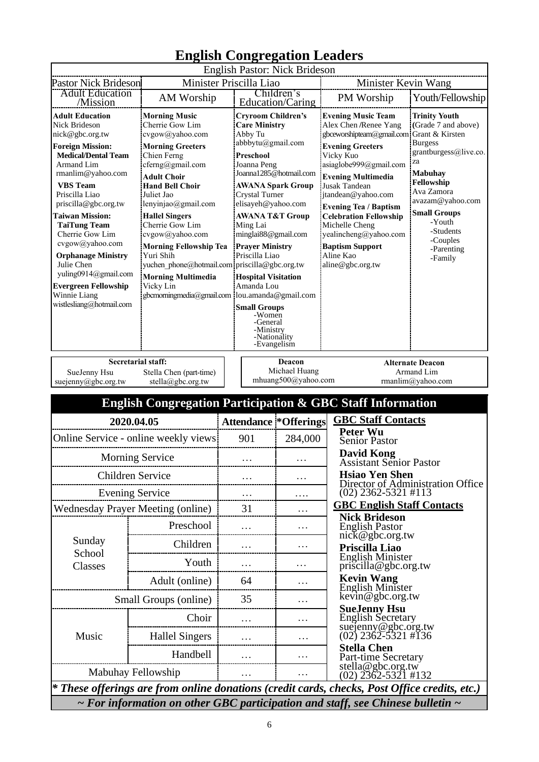# English Congregation Leaders

| English Pastor: Nick Brideson | | | | |
|---|---|---|---|---|
| Pastor Nick Brideson | Minister Priscilla Liao | | Minister Kevin Wang | |
| Adult Education /Mission | AM Worship | Children's Education/Caring | PM Worship | Youth/Fellowship |
| **Adult Education** Nick Brideson nick@gbc.org.tw **Foreign Mission:** **Medical/Dental Team** Armand Lim rmanlim@yahoo.com **VBS Team** Priscilla Liao priscilla@gbc.org.tw **Taiwan Mission:** **TaiTung Team** Cherrie Gow Lim cvgow@yahoo.com **Orphanage Ministry** Julie Chen yuling0914@gmail.com **Evergreen Fellowship** Winnie Liang wistlesliang@hotmail.com | **Morning Music** Cherrie Gow Lim cvgow@yahoo.com **Morning Greeters** Chien Ferng cferng@gmail.com **Adult Choir** **Hand Bell Choir** Juliet Jao lenyinjao@gmail.com **Hallel Singers** Cherrie Gow Lim cvgow@yahoo.com **Morning Fellowship Tea** Yuri Shih yuchen_phone@hotmail.com **Morning Multimedia** Vicky Lin gbcmorningmedia@gmail.com | **Cryroom Children's Care Ministry** Abby Tu abbbytu@gmail.com **Preschool** Joanna Peng Joanna1285@hotmail.com **AWANA Spark Group** Crystal Turner elisayeh@yahoo.com **AWANA T&T Group** Ming Lai minglai88@gmail.com **Prayer Ministry** Priscilla Liao priscilla@gbc.org.tw **Hospital Visitation** Amanda Lou lou.amanda@gmail.com **Small Groups** -Women -General -Ministry -Nationality -Evangelism | **Evening Music Team** Alex Chen /Renee Yang gbceworshipteam@gmail.com **Evening Greeters** Vicky Kuo asiaglobe999@gmail.com **Evening Multimedia** Jusak Tandean jtandean@yahoo.com **Evening Tea / Baptism Celebration Fellowship** Michelle Cheng yealincheng@yahoo.com **Baptism Support** Aline Kao aline@gbc.org.tw | **Trinity Youth** (Grade 7 and above) Grant & Kirsten Burgess grantburgess@live.co.za **Mabuhay Fellowship** Ava Zamora avazam@yahoo.com **Small Groups** -Youth -Students -Couples -Parenting -Family |

| Secretarial staff: | |
|---|---|
| SueJenny Hsu suejenny@gbc.org.tw | Stella Chen (part-time) stella@gbc.org.tw |

| Deacon | Alternate Deacon |
|---|---|
| Michael Huang mhuang500@yahoo.com | Armand Lim rmanlim@yahoo.com |

## English Congregation Participation & GBC Staff Information

| 2020.04.05 | | Attendance | *Offerings |
|---|---|---|---|
| Online Service - online weekly views | | 901 | 284,000 |
| Morning Service | | … | … |
| Children Service | | … | … |
| Evening Service | | … | …. |
| Wednesday Prayer Meeting (online) | | 31 | … |
| Sunday School Classes | Preschool | … | … |
| | Children | … | … |
| | Youth | … | … |
| | Adult (online) | 64 | … |
| Small Groups (online) | | 35 | … |
| Music | Choir | … | … |
| | Hallel Singers | … | … |
| | Handbell | … | … |
| Mabuhay Fellowship | | … | … |

**GBC Staff Contacts**

**Peter Wu**
Senior Pastor

**David Kong**
Assistant Senior Pastor

**Hsiao Yen Shen**
Director of Administration Office
(02) 2362-5321 #113

**GBC English Staff Contacts**

**Nick Brideson**
English Pastor
nick@gbc.org.tw

**Priscilla Liao**
English Minister
priscilla@gbc.org.tw

**Kevin Wang**
English Minister
kevin@gbc.org.tw

**SueJenny Hsu**
English Secretary
suejenny@gbc.org.tw
(02) 2362-5321 #136

**Stella Chen**
Part-time Secretary
stella@gbc.org.tw
(02) 2362-5321 #132

***\* These offerings are from online donations (credit cards, checks, Post Office credits, etc.)***

***~ For information on other GBC participation and staff, see Chinese bulletin ~***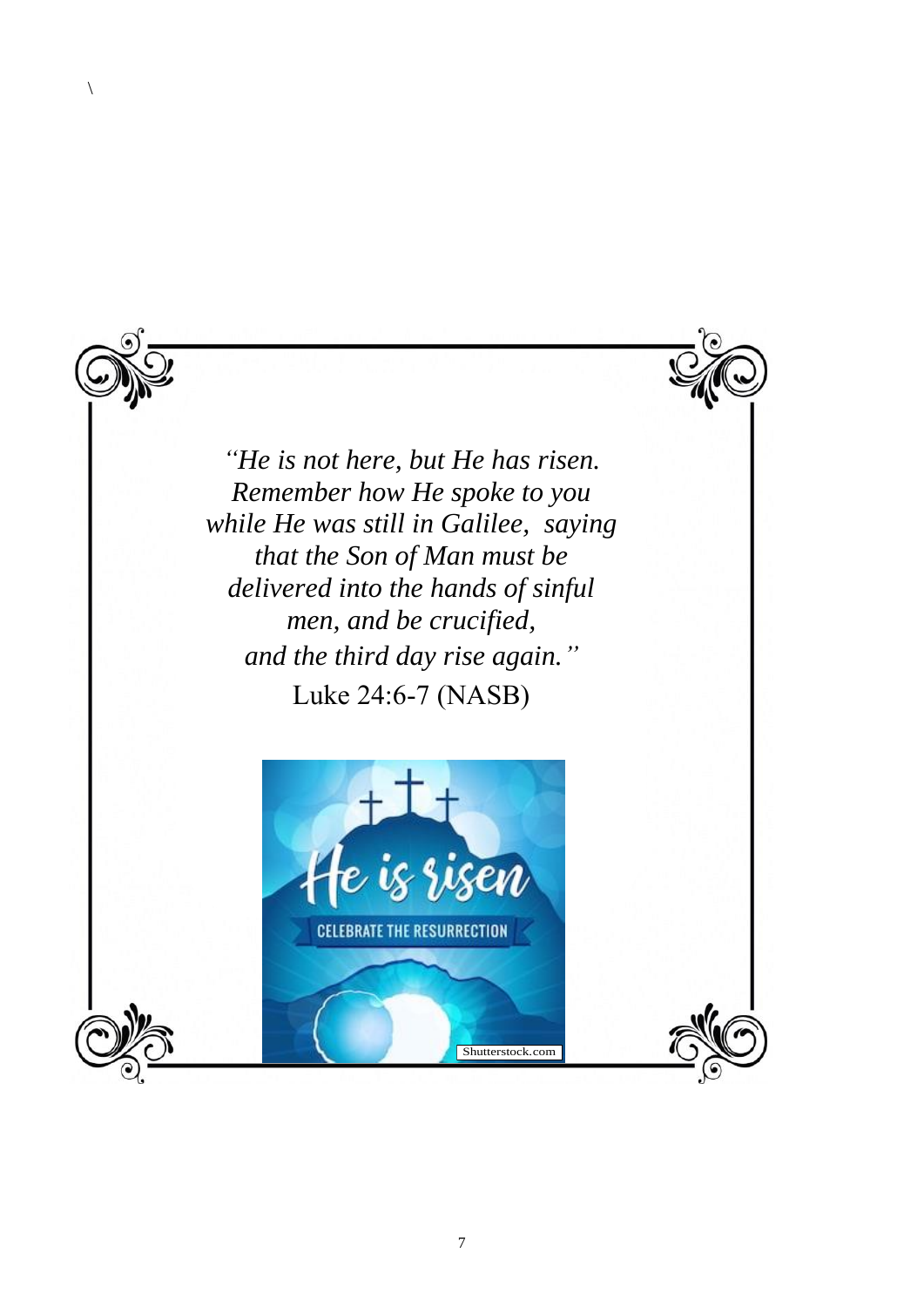*"He is not here, but He has risen.*
*Remember how He spoke to you*
*while He was still in Galilee, saying*
*that the Son of Man must be*
*delivered into the hands of sinful*
*men, and be crucified,*
*and the third day rise again."*
Luke 24:6-7 (NASB)